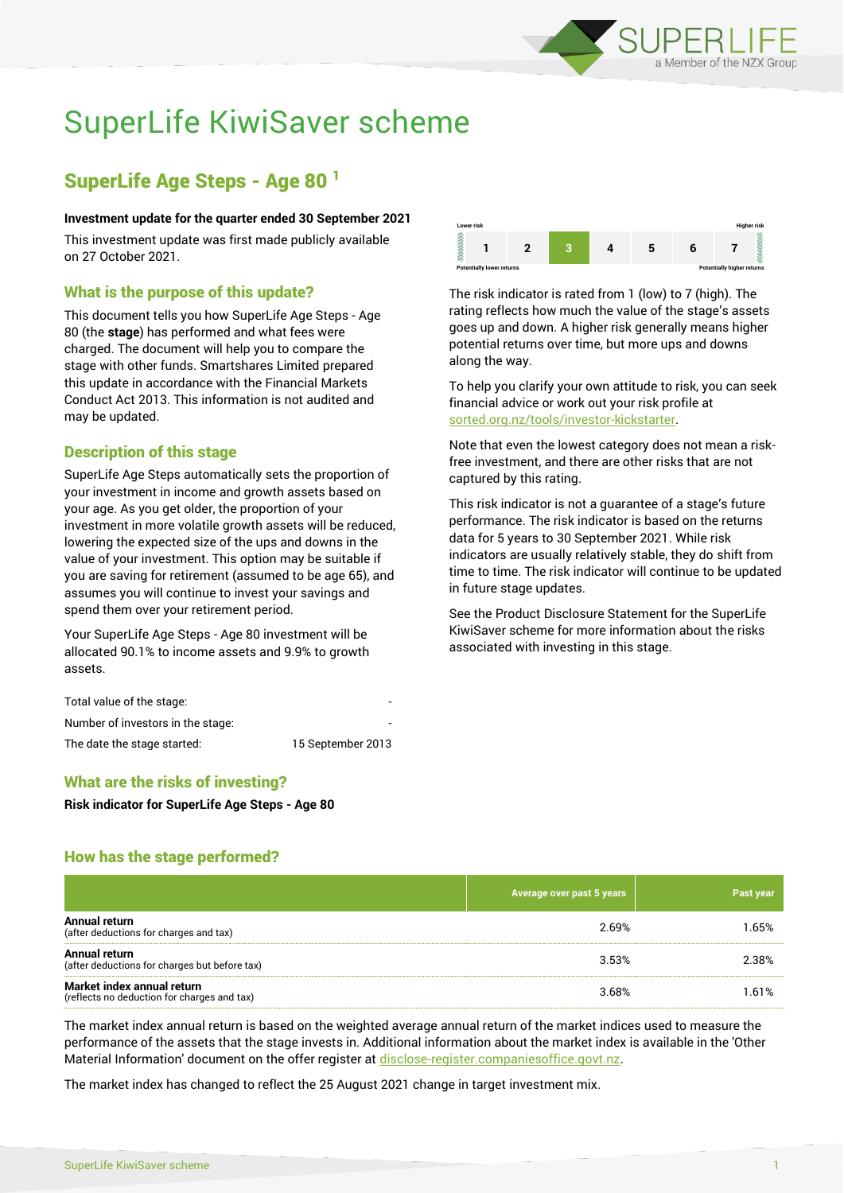# SuperLife KiwiSaver scheme

## SuperLife Age Steps - Age 80 [1]

**Investment update for the quarter ended 30 September 2021**

This investment update was first made publicly available on 27 October 2021.

### What is the purpose of this update?

This document tells you how SuperLife Age Steps - Age 80 (the **stage**) has performed and what fees were charged. The document will help you to compare the stage with other funds. Smartshares Limited prepared this update in accordance with the Financial Markets Conduct Act 2013. This information is not audited and may be updated.

### Description of this stage

SuperLife Age Steps automatically sets the proportion of your investment in income and growth assets based on your age. As you get older, the proportion of your investment in more volatile growth assets will be reduced, lowering the expected size of the ups and downs in the value of your investment. This option may be suitable if you are saving for retirement (assumed to be age 65), and assumes you will continue to invest your savings and spend them over your retirement period.

Your SuperLife Age Steps - Age 80 investment will be allocated 90.1% to income assets and 9.9% to growth assets.

| | |
|---|---|
| Total value of the stage: | - |
| Number of investors in the stage: | - |
| The date the stage started: | 15 September 2013 |

### What are the risks of investing?

**Risk indicator for SuperLife Age Steps - Age 80**

Lower risk | Higher risk

1 2 **3** 4 5 6 7

Potentially lower returns | Potentially higher returns

The risk indicator is rated from 1 (low) to 7 (high). The rating reflects how much the value of the stage's assets goes up and down. A higher risk generally means higher potential returns over time, but more ups and downs along the way.

To help you clarify your own attitude to risk, you can seek financial advice or work out your risk profile at sorted.org.nz/tools/investor-kickstarter.

Note that even the lowest category does not mean a risk-free investment, and there are other risks that are not captured by this rating.

This risk indicator is not a guarantee of a stage's future performance. The risk indicator is based on the returns data for 5 years to 30 September 2021. While risk indicators are usually relatively stable, they do shift from time to time. The risk indicator will continue to be updated in future stage updates.

See the Product Disclosure Statement for the SuperLife KiwiSaver scheme for more information about the risks associated with investing in this stage.

### How has the stage performed?

| | Average over past 5 years | Past year |
|---|---|---|
| **Annual return** (after deductions for charges and tax) | 2.69% | 1.65% |
| **Annual return** (after deductions for charges but before tax) | 3.53% | 2.38% |
| **Market index annual return** (reflects no deduction for charges and tax) | 3.68% | 1.61% |

The market index annual return is based on the weighted average annual return of the market indices used to measure the performance of the assets that the stage invests in. Additional information about the market index is available in the 'Other Material Information' document on the offer register at disclose-register.companiesoffice.govt.nz.

The market index has changed to reflect the 25 August 2021 change in target investment mix.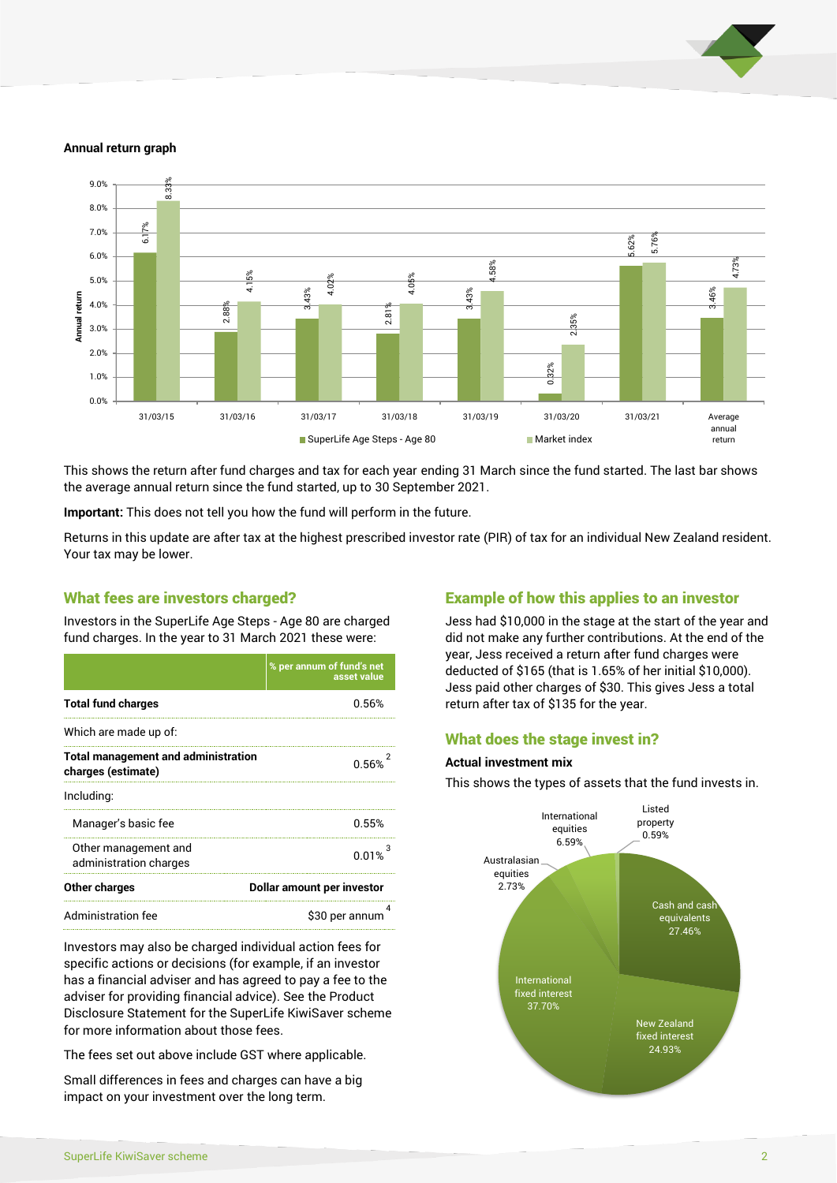**Annual return graph**

Annual return

9.0%
8.0%
7.0%
6.0%
5.0%
4.0%
3.0%
2.0%
1.0%
0.0%

31/03/15: 6.17%, 8.33%
31/03/16: 2.88%, 4.15%
31/03/17: 3.43%, 4.02%
31/03/18: 2.81%, 4.05%
31/03/19: 3.43%, 4.58%
31/03/20: 0.32%, 2.35%
31/03/21: 5.62%, 5.76%
Average annual return: 3.46%, 4.73%

SuperLife Age Steps - Age 80
Market index

This shows the return after fund charges and tax for each year ending 31 March since the fund started. The last bar shows the average annual return since the fund started, up to 30 September 2021.

**Important:** This does not tell you how the fund will perform in the future.

Returns in this update are after tax at the highest prescribed investor rate (PIR) of tax for an individual New Zealand resident. Your tax may be lower.

## What fees are investors charged?

Investors in the SuperLife Age Steps - Age 80 are charged fund charges. In the year to 31 March 2021 these were:

| | % per annum of fund's net asset value |
|---|---|
| **Total fund charges** | 0.56% |
| Which are made up of: | |
| **Total management and administration charges (estimate)** | 0.56% [2] |
| Including: | |
| Manager's basic fee | 0.55% |
| Other management and administration charges | 0.01% [3] |
| **Other charges** | **Dollar amount per investor** |
| Administration fee | $30 per annum [4] |

Investors may also be charged individual action fees for specific actions or decisions (for example, if an investor has a financial adviser and has agreed to pay a fee to the adviser for providing financial advice). See the Product Disclosure Statement for the SuperLife KiwiSaver scheme for more information about those fees.

The fees set out above include GST where applicable.

Small differences in fees and charges can have a big impact on your investment over the long term.

## Example of how this applies to an investor

Jess had $10,000 in the stage at the start of the year and did not make any further contributions. At the end of the year, Jess received a return after fund charges were deducted of $165 (that is 1.65% of her initial $10,000). Jess paid other charges of $30. This gives Jess a total return after tax of $135 for the year.

## What does the stage invest in?

**Actual investment mix**

This shows the types of assets that the fund invests in.

Cash and cash equivalents 27.46%
New Zealand fixed interest 24.93%
International fixed interest 37.70%
Australasian equities 2.73%
International equities 6.59%
Listed property 0.59%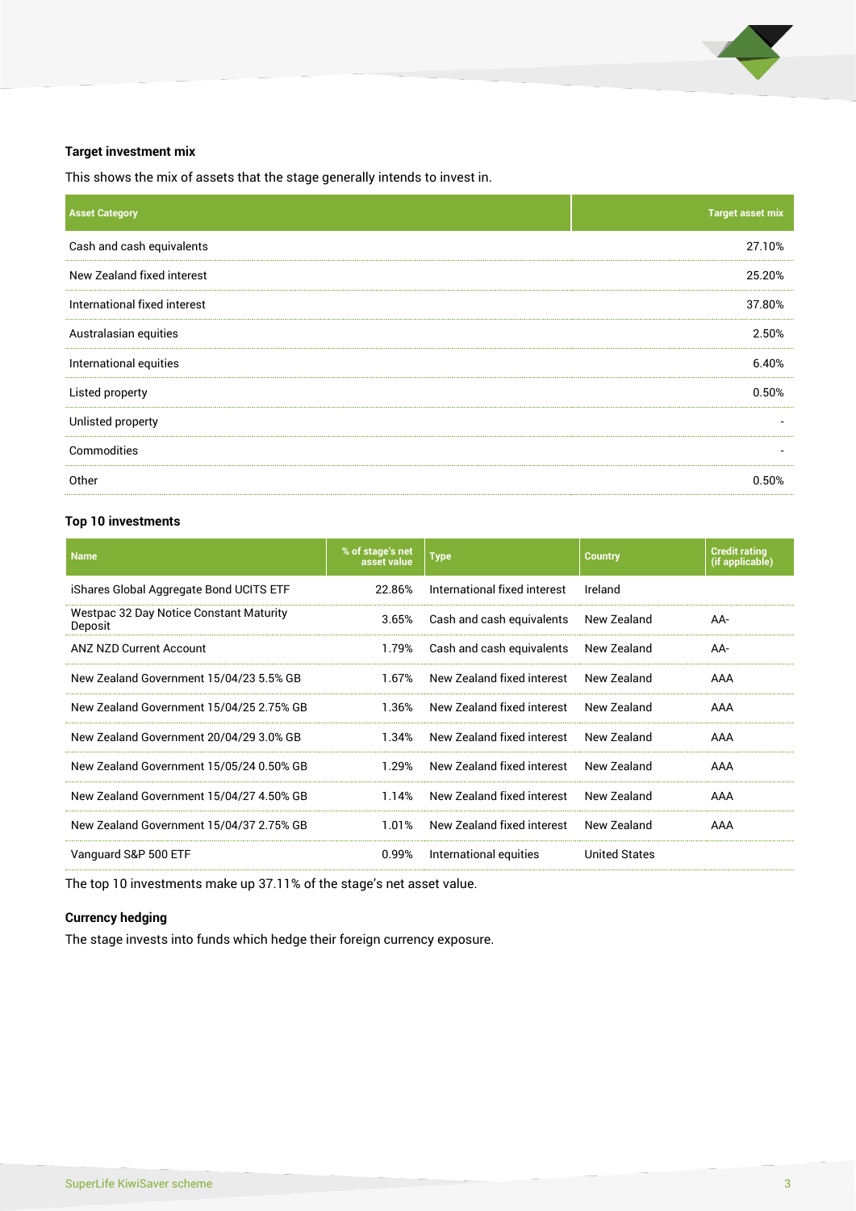**Target investment mix**

This shows the mix of assets that the stage generally intends to invest in.

| Asset Category | Target asset mix |
|---|---|
| Cash and cash equivalents | 27.10% |
| New Zealand fixed interest | 25.20% |
| International fixed interest | 37.80% |
| Australasian equities | 2.50% |
| International equities | 6.40% |
| Listed property | 0.50% |
| Unlisted property | - |
| Commodities | - |
| Other | 0.50% |

**Top 10 investments**

| Name | % of stage's net asset value | Type | Country | Credit rating (if applicable) |
|---|---|---|---|---|
| iShares Global Aggregate Bond UCITS ETF | 22.86% | International fixed interest | Ireland | |
| Westpac 32 Day Notice Constant Maturity Deposit | 3.65% | Cash and cash equivalents | New Zealand | AA- |
| ANZ NZD Current Account | 1.79% | Cash and cash equivalents | New Zealand | AA- |
| New Zealand Government 15/04/23 5.5% GB | 1.67% | New Zealand fixed interest | New Zealand | AAA |
| New Zealand Government 15/04/25 2.75% GB | 1.36% | New Zealand fixed interest | New Zealand | AAA |
| New Zealand Government 20/04/29 3.0% GB | 1.34% | New Zealand fixed interest | New Zealand | AAA |
| New Zealand Government 15/05/24 0.50% GB | 1.29% | New Zealand fixed interest | New Zealand | AAA |
| New Zealand Government 15/04/27 4.50% GB | 1.14% | New Zealand fixed interest | New Zealand | AAA |
| New Zealand Government 15/04/37 2.75% GB | 1.01% | New Zealand fixed interest | New Zealand | AAA |
| Vanguard S&P 500 ETF | 0.99% | International equities | United States | |

The top 10 investments make up 37.11% of the stage's net asset value.

**Currency hedging**

The stage invests into funds which hedge their foreign currency exposure.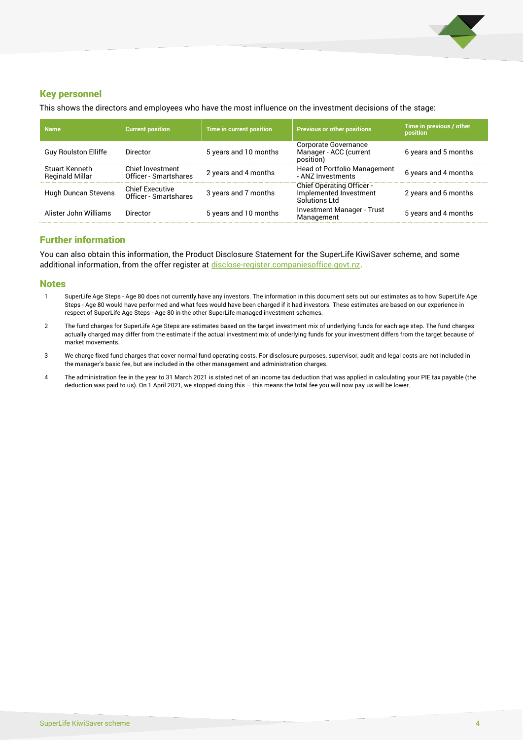## Key personnel

This shows the directors and employees who have the most influence on the investment decisions of the stage:

| Name | Current position | Time in current position | Previous or other positions | Time in previous / other position |
|---|---|---|---|---|
| Guy Roulston Elliffe | Director | 5 years and 10 months | Corporate Governance Manager - ACC (current position) | 6 years and 5 months |
| Stuart Kenneth Reginald Millar | Chief Investment Officer - Smartshares | 2 years and 4 months | Head of Portfolio Management - ANZ Investments | 6 years and 4 months |
| Hugh Duncan Stevens | Chief Executive Officer - Smartshares | 3 years and 7 months | Chief Operating Officer - Implemented Investment Solutions Ltd | 2 years and 6 months |
| Alister John Williams | Director | 5 years and 10 months | Investment Manager - Trust Management | 5 years and 4 months |

## Further information

You can also obtain this information, the Product Disclosure Statement for the SuperLife KiwiSaver scheme, and some additional information, from the offer register at disclose-register.companiesoffice.govt.nz.

## Notes

1. SuperLife Age Steps - Age 80 does not currently have any investors. The information in this document sets out our estimates as to how SuperLife Age Steps - Age 80 would have performed and what fees would have been charged if it had investors. These estimates are based on our experience in respect of SuperLife Age Steps - Age 80 in the other SuperLife managed investment schemes.

2. The fund charges for SuperLife Age Steps are estimates based on the target investment mix of underlying funds for each age step. The fund charges actually charged may differ from the estimate if the actual investment mix of underlying funds for your investment differs from the target because of market movements.

3. We charge fixed fund charges that cover normal fund operating costs. For disclosure purposes, supervisor, audit and legal costs are not included in the manager's basic fee, but are included in the other management and administration charges.

4. The administration fee in the year to 31 March 2021 is stated net of an income tax deduction that was applied in calculating your PIE tax payable (the deduction was paid to us). On 1 April 2021, we stopped doing this – this means the total fee you will now pay us will be lower.